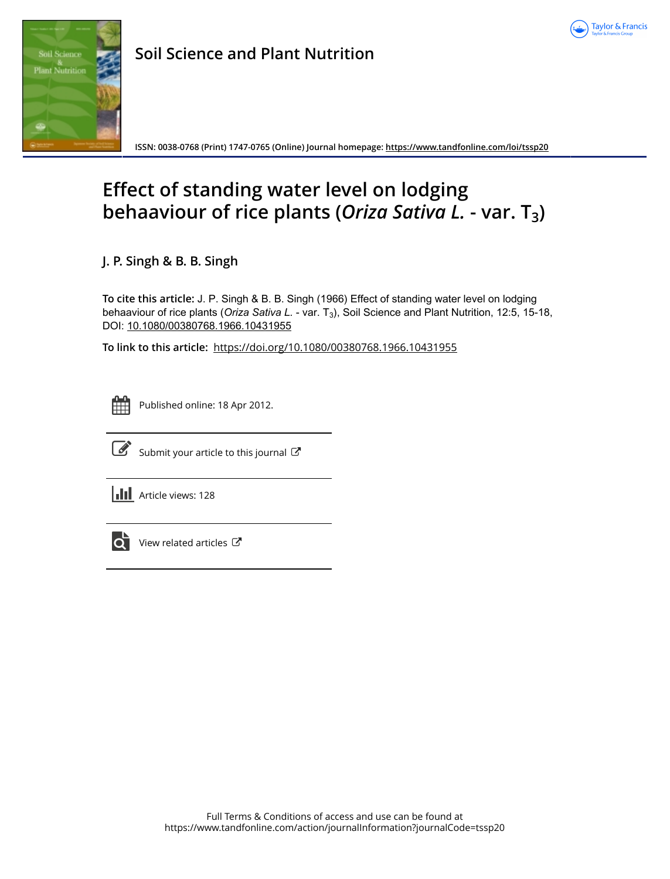Soil Science and Plant Nutrition

ISSN: 0038-0768 (Print) 1747-0765 (Online) Journal homepage: https://www.tandfonline.com/loi/tssp20

# Effect of standing water level on lodging behaaviour of rice plants (*Oriza Sativa L.* - var. $T_3$)

**J. P. Singh & B. B. Singh**

**To cite this article:** J. P. Singh & B. B. Singh (1966) Effect of standing water level on lodging behaaviour of rice plants (*Oriza Sativa L.* - var. $T_3$), Soil Science and Plant Nutrition, 12:5, 15-18, DOI: 10.1080/00380768.1966.10431955

**To link to this article:** https://doi.org/10.1080/00380768.1966.10431955

Published online: 18 Apr 2012.

Submit your article to this journal

Article views: 128

View related articles

Full Terms & Conditions of access and use can be found at https://www.tandfonline.com/action/journalInformation?journalCode=tssp20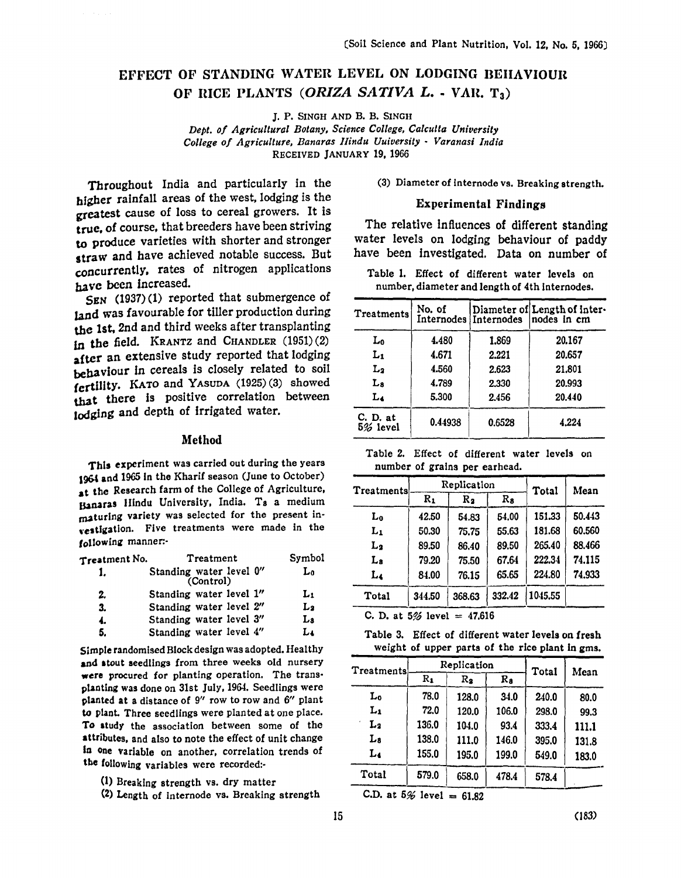# EFFECT OF STANDING WATER LEVEL ON LODGING BEHAVIOUR OF RICE PLANTS (*ORIZA SATIVA L.* - VAR. $T_3$)

J. P. SINGH AND B. B. SINGH

*Dept. of Agricultural Botany, Science College, Calcutta University*
*College of Agriculture, Banaras Hindu Uuiversity - Varanasi India*
RECEIVED JANUARY 19, 1966

Throughout India and particularly in the higher rainfall areas of the west, lodging is the greatest cause of loss to cereal growers. It is true, of course, that breeders have been striving to produce varieties with shorter and stronger straw and have achieved notable success. But concurrently, rates of nitrogen applications have been increased.

SEN (1937) (1) reported that submergence of land was favourable for tiller production during the 1st, 2nd and third weeks after transplanting in the field. KRANTZ and CHANDLER (1951) (2) after an extensive study reported that lodging behaviour in cereals is closely related to soil fertility. KATO and YASUDA (1925) (3) showed that there is positive correlation between lodging and depth of irrigated water.

## Method

This experiment was carried out during the years 1964 and 1965 in the Kharif season (June to October) at the Research farm of the College of Agriculture, Banaras Hindu University, India. $T_3$ a medium maturing variety was selected for the present investigation. Five treatments were made in the following manner:-

| Treatment No. | Treatment | Symbol |
|---|---|---|
| 1. | Standing water level 0" (Control) | $L_0$ |
| 2. | Standing water level 1" | $L_1$ |
| 3. | Standing water level 2" | $L_2$ |
| 4. | Standing water level 3" | $L_3$ |
| 5. | Standing water level 4" | $L_4$ |

Simple randomised Block design was adopted. Healthy and stout seedlings from three weeks old nursery were procured for planting operation. The transplanting was done on 31st July, 1964. Seedlings were planted at a distance of 9" row to row and 6" plant to plant. Three seedlings were planted at one place. To study the association between some of the attributes, and also to note the effect of unit change in one variable on another, correlation trends of the following variables were recorded:-

(1) Breaking strength vs. dry matter
(2) Length of internode vs. Breaking strength
(3) Diameter of internode vs. Breaking strength.

## Experimental Findings

The relative influences of different standing water levels on lodging behaviour of paddy have been investigated. Data on number of

Table 1. Effect of different water levels on number, diameter and length of 4th internodes.

| Treatments | No. of Internodes | Diameter of Internodes | Length of Internodes in cm |
|---|---|---|---|
| $L_0$ | 4.480 | 1.869 | 20.167 |
| $L_1$ | 4.671 | 2.221 | 20.657 |
| $L_2$ | 4.560 | 2.623 | 21.801 |
| $L_3$ | 4.789 | 2.330 | 20.993 |
| $L_4$ | 5.300 | 2.456 | 20.440 |
| C. D. at 5% level | 0.44938 | 0.6528 | 4.224 |

Table 2. Effect of different water levels on number of grains per earhead.

| Treatments | Replication | | | Total | Mean |
|---|---|---|---|---|---|
| | $R_1$ | $R_2$ | $R_3$ | | |
| $L_0$ | 42.50 | 54.83 | 54.00 | 151.33 | 50.443 |
| $L_1$ | 50.30 | 75.75 | 55.63 | 181.68 | 60.560 |
| $L_2$ | 89.50 | 86.40 | 89.50 | 265.40 | 88.466 |
| $L_3$ | 79.20 | 75.50 | 67.64 | 222.34 | 74.115 |
| $L_4$ | 84.00 | 76.15 | 65.65 | 224.80 | 74.933 |
| Total | 344.50 | 368.63 | 332.42 | 1045.55 | |

C. D. at 5% level = 47.616

Table 3. Effect of different water levels on fresh weight of upper parts of the rice plant in gms.

| Treatments | Replication | | | Total | Mean |
|---|---|---|---|---|---|
| | $R_1$ | $R_2$ | $R_3$ | | |
| $L_0$ | 78.0 | 128.0 | 34.0 | 240.0 | 80.0 |
| $L_1$ | 72.0 | 120.0 | 106.0 | 298.0 | 99.3 |
| $L_2$ | 136.0 | 104.0 | 93.4 | 333.4 | 111.1 |
| $L_3$ | 138.0 | 111.0 | 146.0 | 395.0 | 131.8 |
| $L_4$ | 155.0 | 195.0 | 199.0 | 549.0 | 183.0 |
| Total | 579.0 | 658.0 | 478.4 | 578.4 | |

C.D. at 5% level = 61.82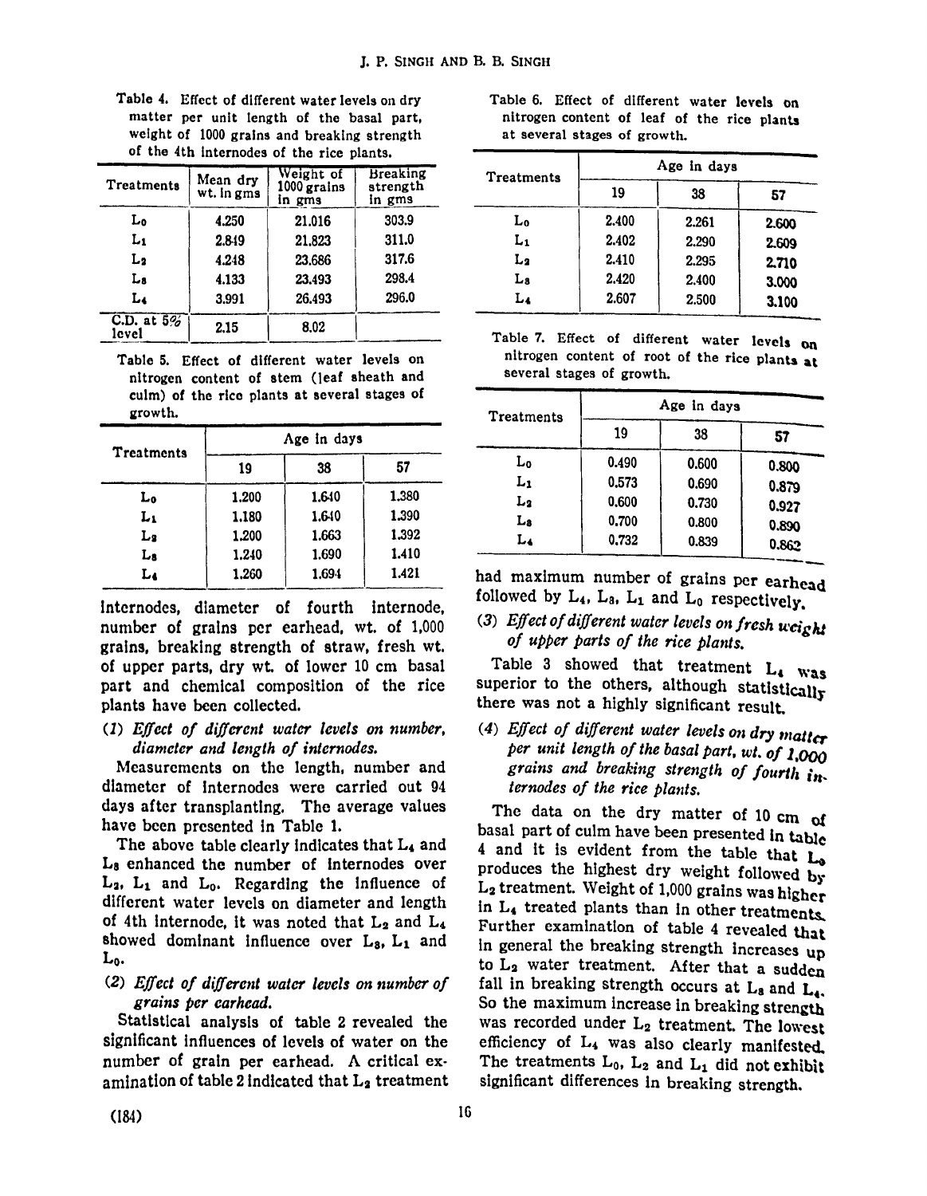Table 4. Effect of different water levels on dry matter per unit length of the basal part, weight of 1000 grains and breaking strength of the 4th internodes of the rice plants.

| Treatments | Mean dry wt. in gms | Weight of 1000 grains in gms | Breaking strength in gms |
|---|---|---|---|
| $L_0$ | 4.250 | 21.016 | 303.9 |
| $L_1$ | 2.849 | 21.823 | 311.0 |
| $L_2$ | 4.248 | 23.686 | 317.6 |
| $L_3$ | 4.133 | 23.493 | 298.4 |
| $L_4$ | 3.991 | 26.493 | 296.0 |
| C.D. at 5% level | 2.15 | 8.02 | |

Table 5. Effect of different water levels on nitrogen content of stem (leaf sheath and culm) of the rice plants at several stages of growth.

| Treatments | Age in days | | |
|---|---|---|---|
| | 19 | 38 | 57 |
| $L_0$ | 1.200 | 1.640 | 1.380 |
| $L_1$ | 1.180 | 1.640 | 1.390 |
| $L_2$ | 1.200 | 1.663 | 1.392 |
| $L_3$ | 1.240 | 1.690 | 1.410 |
| $L_4$ | 1.260 | 1.694 | 1.421 |

internodes, diameter of fourth internode, number of grains per earhead, wt. of 1,000 grains, breaking strength of straw, fresh wt. of upper parts, dry wt. of lower 10 cm basal part and chemical composition of the rice plants have been collected.

*(1) Effect of different water levels on number, diameter and length of internodes.*

Measurements on the length, number and diameter of internodes were carried out 94 days after transplanting. The average values have been presented in Table 1.

The above table clearly indicates that $L_4$ and $L_3$ enhanced the number of internodes over $L_2$, $L_1$ and $L_0$. Regarding the influence of different water levels on diameter and length of 4th internode, it was noted that $L_2$ and $L_4$ showed dominant influence over $L_3$, $L_1$ and $L_0$.

*(2) Effect of different water levels on number of grains per earhead.*

Statistical analysis of table 2 revealed the significant influences of levels of water on the number of grain per earhead. A critical examination of table 2 indicated that $L_2$ treatment had maximum number of grains per earhead followed by $L_4$, $L_3$, $L_1$ and $L_0$ respectively.

Table 6. Effect of different water levels on nitrogen content of leaf of the rice plants at several stages of growth.

| Treatments | Age in days | | |
|---|---|---|---|
| | 19 | 38 | 57 |
| $L_0$ | 2.400 | 2.261 | 2.600 |
| $L_1$ | 2.402 | 2.290 | 2.609 |
| $L_2$ | 2.410 | 2.295 | 2.710 |
| $L_3$ | 2.420 | 2.400 | 3.000 |
| $L_4$ | 2.607 | 2.500 | 3.100 |

Table 7. Effect of different water levels on nitrogen content of root of the rice plants at several stages of growth.

| Treatments | Age in days | | |
|---|---|---|---|
| | 19 | 38 | 57 |
| $L_0$ | 0.490 | 0.600 | 0.800 |
| $L_1$ | 0.573 | 0.690 | 0.879 |
| $L_2$ | 0.600 | 0.730 | 0.927 |
| $L_3$ | 0.700 | 0.800 | 0.890 |
| $L_4$ | 0.732 | 0.839 | 0.862 |

*(3) Effect of different water levels on fresh weight of upper parts of the rice plants.*

Table 3 showed that treatment $L_4$ was superior to the others, although statistically there was not a highly significant result.

*(4) Effect of different water levels on dry matter per unit length of the basal part, wt. of 1,000 grains and breaking strength of fourth internodes of the rice plants.*

The data on the dry matter of 10 cm of basal part of culm have been presented in table 4 and it is evident from the table that $L_0$ produces the highest dry weight followed by $L_2$ treatment. Weight of 1,000 grains was higher in $L_4$ treated plants than in other treatments. Further examination of table 4 revealed that in general the breaking strength increases up to $L_2$ water treatment. After that a sudden fall in breaking strength occurs at $L_3$ and $L_4$. So the maximum increase in breaking strength was recorded under $L_2$ treatment. The lowest efficiency of $L_4$ was also clearly manifested. The treatments $L_0$, $L_2$ and $L_1$ did not exhibit significant differences in breaking strength.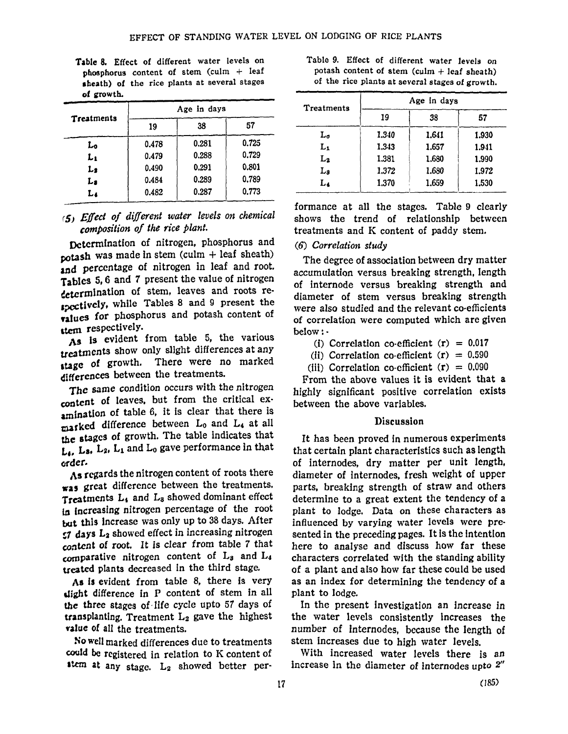Table 8. Effect of different water levels on phosphorus content of stem (culm + leaf sheath) of the rice plants at several stages of growth.

| Treatments | Age in days | | |
|---|---|---|---|
| | 19 | 38 | 57 |
| $L_0$ | 0.478 | 0.281 | 0.725 |
| $L_1$ | 0.479 | 0.288 | 0.729 |
| $L_2$ | 0.490 | 0.291 | 0.801 |
| $L_3$ | 0.484 | 0.289 | 0.789 |
| $L_4$ | 0.482 | 0.287 | 0.773 |

### (5) *Effect of different water levels on chemical composition of the rice plant.*

Determination of nitrogen, phosphorus and potash was made in stem (culm + leaf sheath) and percentage of nitrogen in leaf and root. Tables 5, 6 and 7 present the value of nitrogen determination of stem, leaves and roots respectively, while Tables 8 and 9 present the values for phosphorus and potash content of stem respectively.

As is evident from table 5, the various treatments show only slight differences at any stage of growth. There were no marked differences between the treatments.

The same condition occurs with the nitrogen content of leaves, but from the critical examination of table 6, it is clear that there is marked difference between $L_0$ and $L_4$ at all the stages of growth. The table indicates that $L_4$, $L_3$, $L_2$, $L_1$ and $L_0$ gave performance in that order.

As regards the nitrogen content of roots there was great difference between the treatments. Treatments $L_4$ and $L_3$ showed dominant effect in increasing nitrogen percentage of the root but this increase was only up to 38 days. After 57 days $L_2$ showed effect in increasing nitrogen content of root. It is clear from table 7 that comparative nitrogen content of $L_3$ and $L_4$ treated plants decreased in the third stage.

As is evident from table 8, there is very slight difference in P content of stem in all the three stages of life cycle upto 57 days of transplanting. Treatment $L_2$ gave the highest value of all the treatments.

No well marked differences due to treatments could be registered in relation to K content of stem at any stage. $L_2$ showed better performance at all the stages. Table 9 clearly shows the trend of relationship between treatments and K content of paddy stem.

Table 9. Effect of different water levels on potash content of stem (culm + leaf sheath) of the rice plants at several stages of growth.

| Treatments | Age in days | | |
|---|---|---|---|
| | 19 | 38 | 57 |
| $L_0$ | 1.340 | 1.641 | 1.930 |
| $L_1$ | 1.343 | 1.657 | 1.941 |
| $L_2$ | 1.381 | 1.680 | 1.990 |
| $L_3$ | 1.372 | 1.680 | 1.972 |
| $L_4$ | 1.370 | 1.659 | 1.530 |

### (6) *Correlation study*

The degree of association between dry matter accumulation versus breaking strength, length of internode versus breaking strength and diameter of stem versus breaking strength were also studied and the relevant co-efficients of correlation were computed which are given below:-

(i) Correlation co-efficient $(r) = 0.017$

(ii) Correlation co-efficient $(r) = 0.590$

(iii) Correlation co-efficient $(r) = 0.090$

From the above values it is evident that a highly significant positive correlation exists between the above variables.

## Discussion

It has been proved in numerous experiments that certain plant characteristics such as length of internodes, dry matter per unit length, diameter of internodes, fresh weight of upper parts, breaking strength of straw and others determine to a great extent the tendency of a plant to lodge. Data on these characters as influenced by varying water levels were presented in the preceding pages. It is the intention here to analyse and discuss how far these characters correlated with the standing ability of a plant and also how far these could be used as an index for determining the tendency of a plant to lodge.

In the present investigation an increase in the water levels consistently increases the number of internodes, because the length of stem increases due to high water levels.

With increased water levels there is an increase in the diameter of internodes upto 2″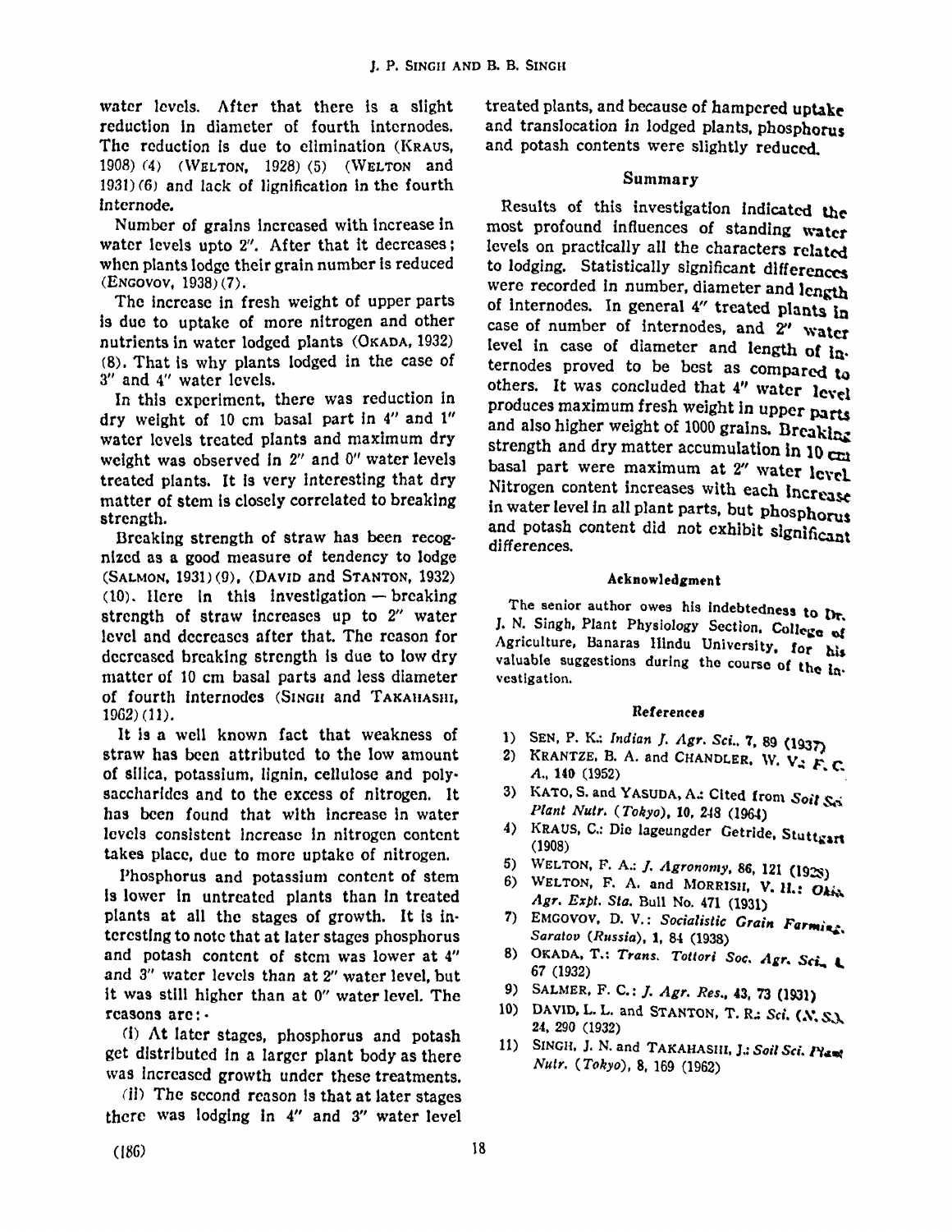water levels. After that there is a slight reduction in diameter of fourth internodes. The reduction is due to elimination (KRAUS, 1908) (4) (WELTON, 1928) (5) (WELTON and 1931) (6) and lack of lignification in the fourth internode.

Number of grains increased with increase in water levels upto 2″. After that it decreases; when plants lodge their grain number is reduced (ENGOVOV, 1938) (7).

The increase in fresh weight of upper parts is due to uptake of more nitrogen and other nutrients in water lodged plants (OKADA, 1932) (8). That is why plants lodged in the case of 3″ and 4″ water levels.

In this experiment, there was reduction in dry weight of 10 cm basal part in 4″ and 1″ water levels treated plants and maximum dry weight was observed in 2″ and 0″ water levels treated plants. It is very interesting that dry matter of stem is closely correlated to breaking strength.

Breaking strength of straw has been recognized as a good measure of tendency to lodge (SALMON, 1931) (9), (DAVID and STANTON, 1932) (10). Here in this investigation — breaking strength of straw increases up to 2″ water level and decreases after that. The reason for decreased breaking strength is due to low dry matter of 10 cm basal parts and less diameter of fourth internodes (SINGH and TAKAHASHI, 1962) (11).

It is a well known fact that weakness of straw has been attributed to the low amount of silica, potassium, lignin, cellulose and polysaccharides and to the excess of nitrogen. It has been found that with increase in water levels consistent increase in nitrogen content takes place, due to more uptake of nitrogen.

Phosphorus and potassium content of stem is lower in untreated plants than in treated plants at all the stages of growth. It is interesting to note that at later stages phosphorus and potash content of stem was lower at 4″ and 3″ water levels than at 2″ water level, but it was still higher than at 0″ water level. The reasons are:

(i) At later stages, phosphorus and potash get distributed in a larger plant body as there was increased growth under these treatments.

(ii) The second reason is that at later stages there was lodging in 4″ and 3″ water level treated plants, and because of hampered uptake and translocation in lodged plants, phosphorus and potash contents were slightly reduced.

## Summary

Results of this investigation indicated the most profound influences of standing water levels on practically all the characters related to lodging. Statistically significant differences were recorded in number, diameter and length of internodes. In general 4″ treated plants in case of number of internodes, and 2″ water level in case of diameter and length of internodes proved to be best as compared to others. It was concluded that 4″ water level produces maximum fresh weight in upper parts and also higher weight of 1000 grains. Breaking strength and dry matter accumulation in 10 cm basal part were maximum at 2″ water level. Nitrogen content increases with each increase in water level in all plant parts, but phosphorus and potash content did not exhibit significant differences.

### Acknowledgment

The senior author owes his indebtedness to Dr. J. N. Singh, Plant Physiology Section, College of Agriculture, Banaras Hindu University, for his valuable suggestions during the course of the investigation.

### References

1) SEN, P. K.: *Indian J. Agr. Sci.*, 7, 89 (1937)
2) KRANTZE, B. A. and CHANDLER, W. V.: *F. C. A.*, 140 (1952)
3) KATO, S. and YASUDA, A.: Cited from *Soil Sci. Plant Nutr. (Tokyo)*, 10, 248 (1964)
4) KRAUS, C.: Die lageungder Getride, Stuttgart (1908)
5) WELTON, F. A.: *J. Agronomy*, 86, 121 (1928)
6) WELTON, F. A. and MORRISH, V. H.: *Ohio Agr. Expt. Sta.* Bull No. 471 (1931)
7) EMGOVOV, D. V.: *Socialistic Grain Farming, Saratov (Russia)*, 1, 84 (1938)
8) OKADA, T.: *Trans. Tottori Soc. Agr. Sci.*, 4, 67 (1932)
9) SALMER, F. C.: *J. Agr. Res.*, 43, 73 (1931)
10) DAVID, L. L. and STANTON, T. R.: *Sci. (N. S.)*, 24, 290 (1932)
11) SINGH, J. N. and TAKAHASHI, J.: *Soil Sci. Plant Nutr. (Tokyo)*, 8, 169 (1962)